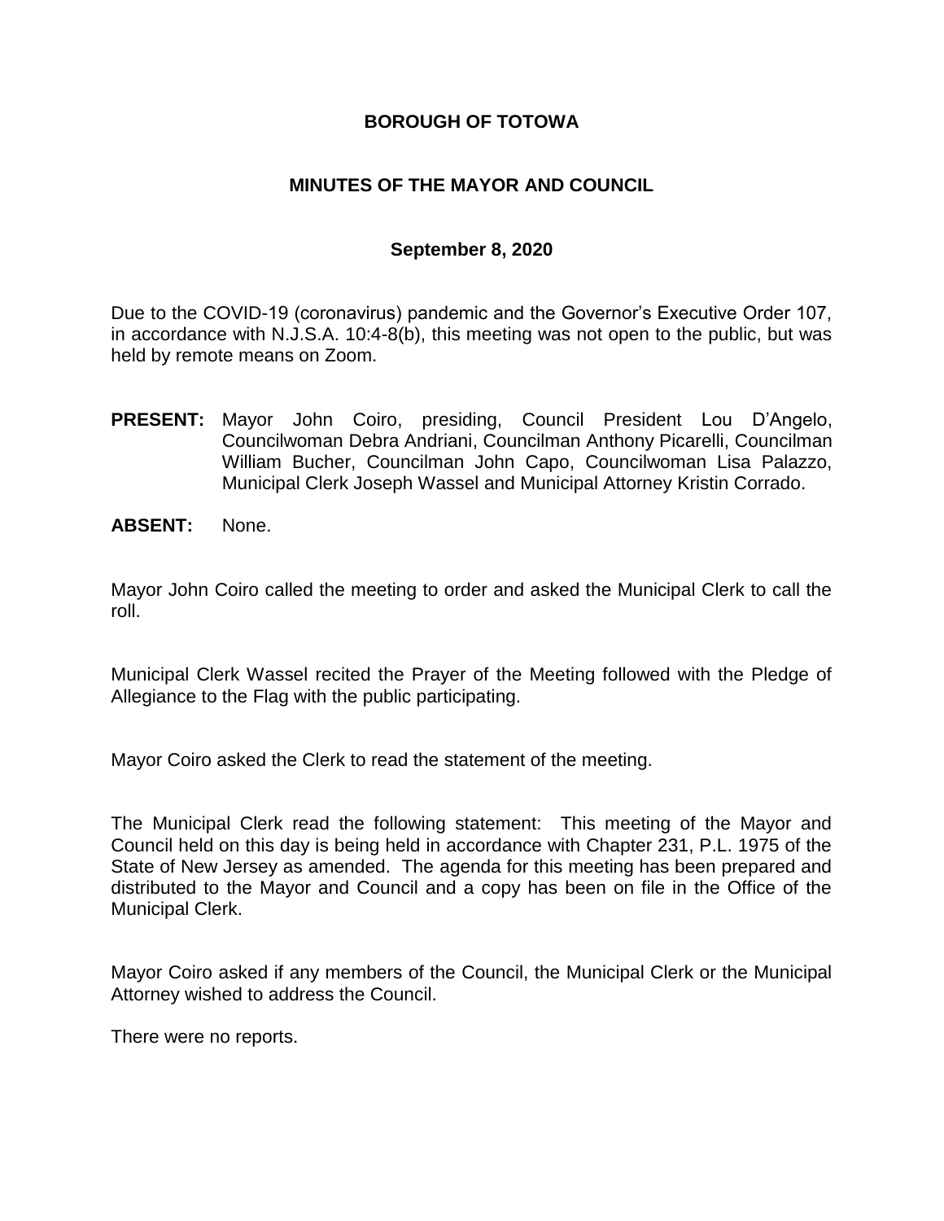# BOROUGH OF TOTOWA

## MINUTES OF THE MAYOR AND COUNCIL

### September 8, 2020

Due to the COVID-19 (coronavirus) pandemic and the Governor's Executive Order 107, in accordance with N.J.S.A. 10:4-8(b), this meeting was not open to the public, but was held by remote means on Zoom.

**PRESENT:** Mayor John Coiro, presiding, Council President Lou D'Angelo, Councilwoman Debra Andriani, Councilman Anthony Picarelli, Councilman William Bucher, Councilman John Capo, Councilwoman Lisa Palazzo, Municipal Clerk Joseph Wassel and Municipal Attorney Kristin Corrado.

**ABSENT:** None.

Mayor John Coiro called the meeting to order and asked the Municipal Clerk to call the roll.

Municipal Clerk Wassel recited the Prayer of the Meeting followed with the Pledge of Allegiance to the Flag with the public participating.

Mayor Coiro asked the Clerk to read the statement of the meeting.

The Municipal Clerk read the following statement: This meeting of the Mayor and Council held on this day is being held in accordance with Chapter 231, P.L. 1975 of the State of New Jersey as amended. The agenda for this meeting has been prepared and distributed to the Mayor and Council and a copy has been on file in the Office of the Municipal Clerk.

Mayor Coiro asked if any members of the Council, the Municipal Clerk or the Municipal Attorney wished to address the Council.

There were no reports.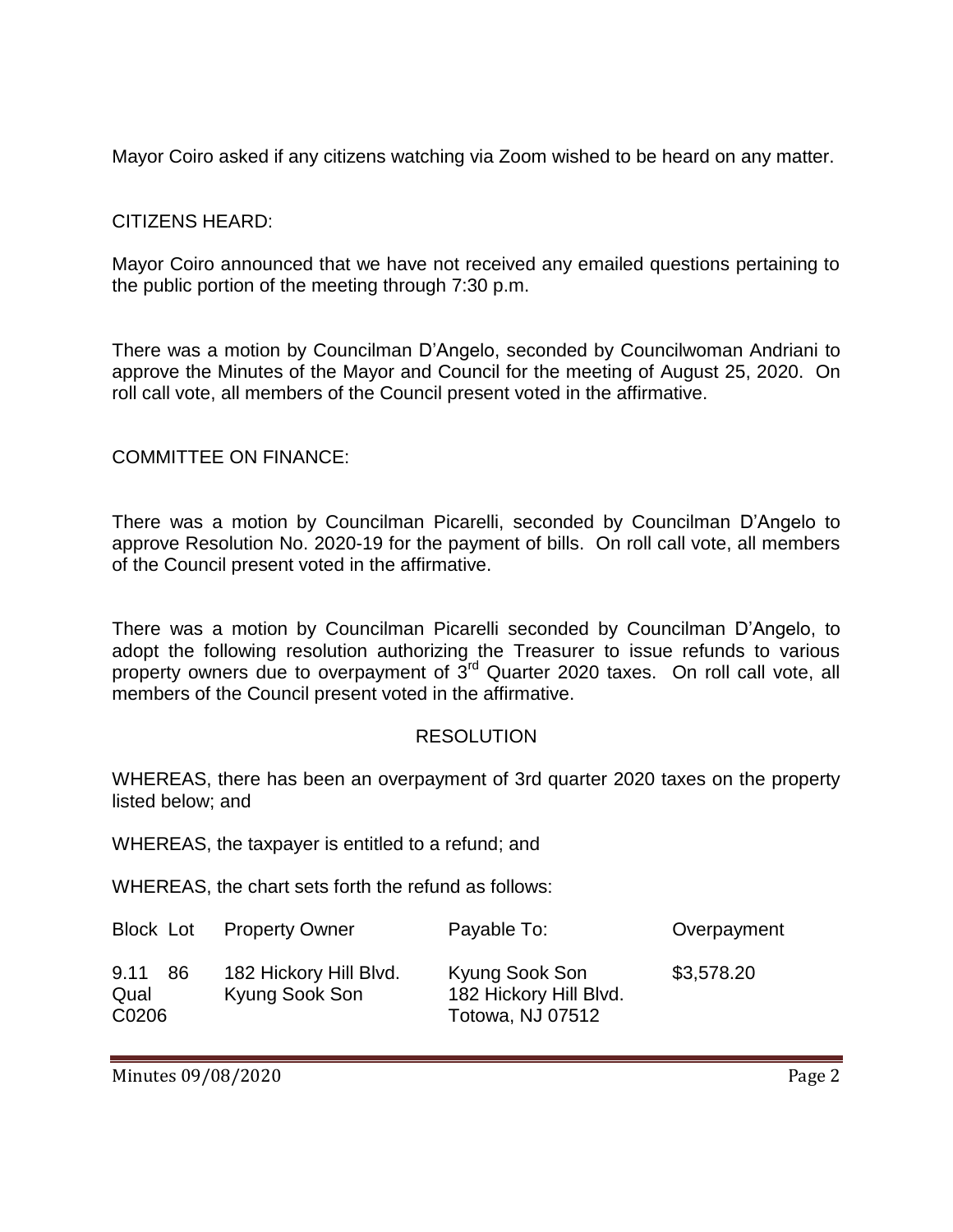Mayor Coiro asked if any citizens watching via Zoom wished to be heard on any matter.

CITIZENS HEARD:

Mayor Coiro announced that we have not received any emailed questions pertaining to the public portion of the meeting through 7:30 p.m.

There was a motion by Councilman D'Angelo, seconded by Councilwoman Andriani to approve the Minutes of the Mayor and Council for the meeting of August 25, 2020. On roll call vote, all members of the Council present voted in the affirmative.

COMMITTEE ON FINANCE:

There was a motion by Councilman Picarelli, seconded by Councilman D'Angelo to approve Resolution No. 2020-19 for the payment of bills. On roll call vote, all members of the Council present voted in the affirmative.

There was a motion by Councilman Picarelli seconded by Councilman D'Angelo, to adopt the following resolution authorizing the Treasurer to issue refunds to various property owners due to overpayment of 3rd Quarter 2020 taxes. On roll call vote, all members of the Council present voted in the affirmative.

RESOLUTION

WHEREAS, there has been an overpayment of 3rd quarter 2020 taxes on the property listed below; and

WHEREAS, the taxpayer is entitled to a refund; and

WHEREAS, the chart sets forth the refund as follows:

| Block | Lot | Property Owner | Payable To: | Overpayment |
|---|---|---|---|---|
| 9.11 Qual C0206 | 86 | 182 Hickory Hill Blvd. Kyung Sook Son | Kyung Sook Son 182 Hickory Hill Blvd. Totowa, NJ 07512 | $3,578.20 |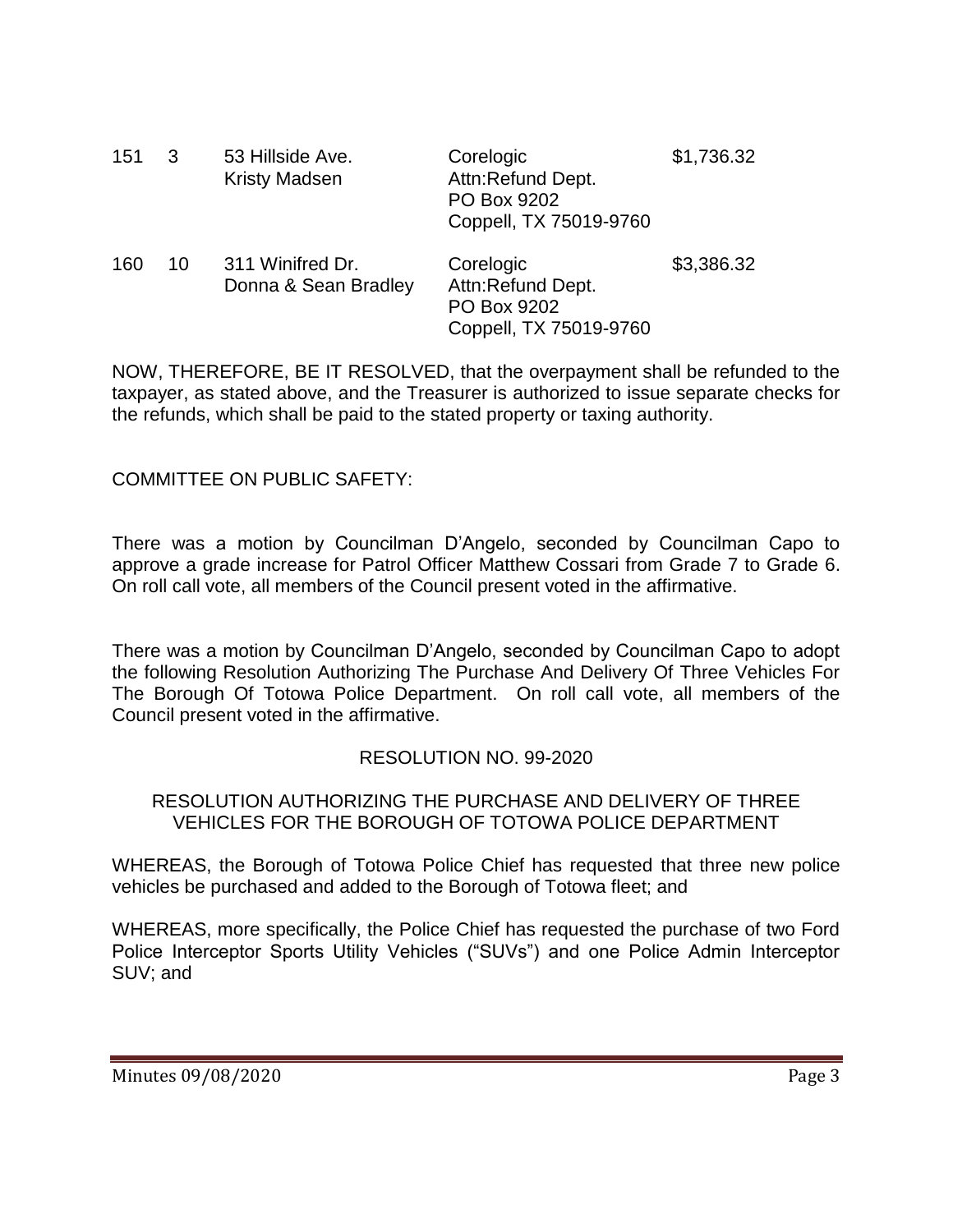| | | | | |
|---|---|---|---|---|
| 151 | 3 | 53 Hillside Ave.<br>Kristy Madsen | Corelogic<br>Attn:Refund Dept.<br>PO Box 9202<br>Coppell, TX 75019-9760 | $1,736.32 |
| 160 | 10 | 311 Winifred Dr.<br>Donna & Sean Bradley | Corelogic<br>Attn:Refund Dept.<br>PO Box 9202<br>Coppell, TX 75019-9760 | $3,386.32 |

NOW, THEREFORE, BE IT RESOLVED, that the overpayment shall be refunded to the taxpayer, as stated above, and the Treasurer is authorized to issue separate checks for the refunds, which shall be paid to the stated property or taxing authority.

COMMITTEE ON PUBLIC SAFETY:

There was a motion by Councilman D'Angelo, seconded by Councilman Capo to approve a grade increase for Patrol Officer Matthew Cossari from Grade 7 to Grade 6. On roll call vote, all members of the Council present voted in the affirmative.

There was a motion by Councilman D'Angelo, seconded by Councilman Capo to adopt the following Resolution Authorizing The Purchase And Delivery Of Three Vehicles For The Borough Of Totowa Police Department. On roll call vote, all members of the Council present voted in the affirmative.

RESOLUTION NO. 99-2020

RESOLUTION AUTHORIZING THE PURCHASE AND DELIVERY OF THREE VEHICLES FOR THE BOROUGH OF TOTOWA POLICE DEPARTMENT

WHEREAS, the Borough of Totowa Police Chief has requested that three new police vehicles be purchased and added to the Borough of Totowa fleet; and

WHEREAS, more specifically, the Police Chief has requested the purchase of two Ford Police Interceptor Sports Utility Vehicles ("SUVs") and one Police Admin Interceptor SUV; and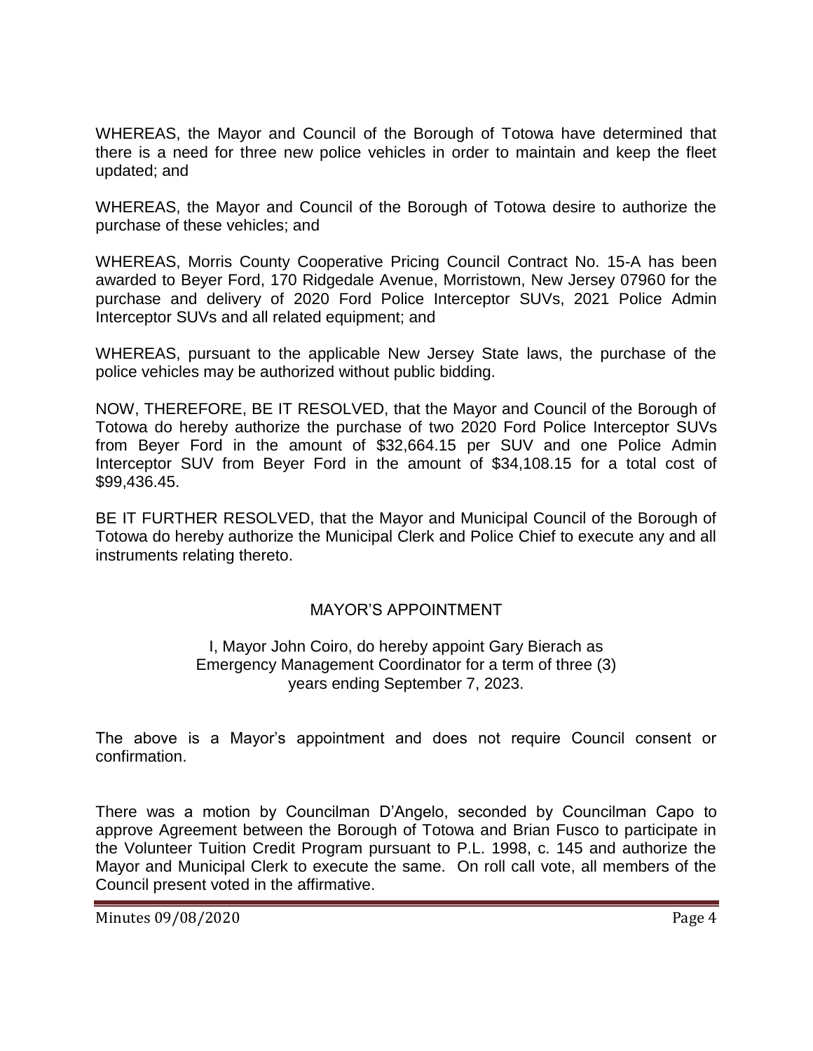WHEREAS, the Mayor and Council of the Borough of Totowa have determined that there is a need for three new police vehicles in order to maintain and keep the fleet updated; and

WHEREAS, the Mayor and Council of the Borough of Totowa desire to authorize the purchase of these vehicles; and

WHEREAS, Morris County Cooperative Pricing Council Contract No. 15-A has been awarded to Beyer Ford, 170 Ridgedale Avenue, Morristown, New Jersey 07960 for the purchase and delivery of 2020 Ford Police Interceptor SUVs, 2021 Police Admin Interceptor SUVs and all related equipment; and

WHEREAS, pursuant to the applicable New Jersey State laws, the purchase of the police vehicles may be authorized without public bidding.

NOW, THEREFORE, BE IT RESOLVED, that the Mayor and Council of the Borough of Totowa do hereby authorize the purchase of two 2020 Ford Police Interceptor SUVs from Beyer Ford in the amount of $32,664.15 per SUV and one Police Admin Interceptor SUV from Beyer Ford in the amount of $34,108.15 for a total cost of $99,436.45.

BE IT FURTHER RESOLVED, that the Mayor and Municipal Council of the Borough of Totowa do hereby authorize the Municipal Clerk and Police Chief to execute any and all instruments relating thereto.

## MAYOR'S APPOINTMENT

I, Mayor John Coiro, do hereby appoint Gary Bierach as Emergency Management Coordinator for a term of three (3) years ending September 7, 2023.

The above is a Mayor's appointment and does not require Council consent or confirmation.

There was a motion by Councilman D'Angelo, seconded by Councilman Capo to approve Agreement between the Borough of Totowa and Brian Fusco to participate in the Volunteer Tuition Credit Program pursuant to P.L. 1998, c. 145 and authorize the Mayor and Municipal Clerk to execute the same. On roll call vote, all members of the Council present voted in the affirmative.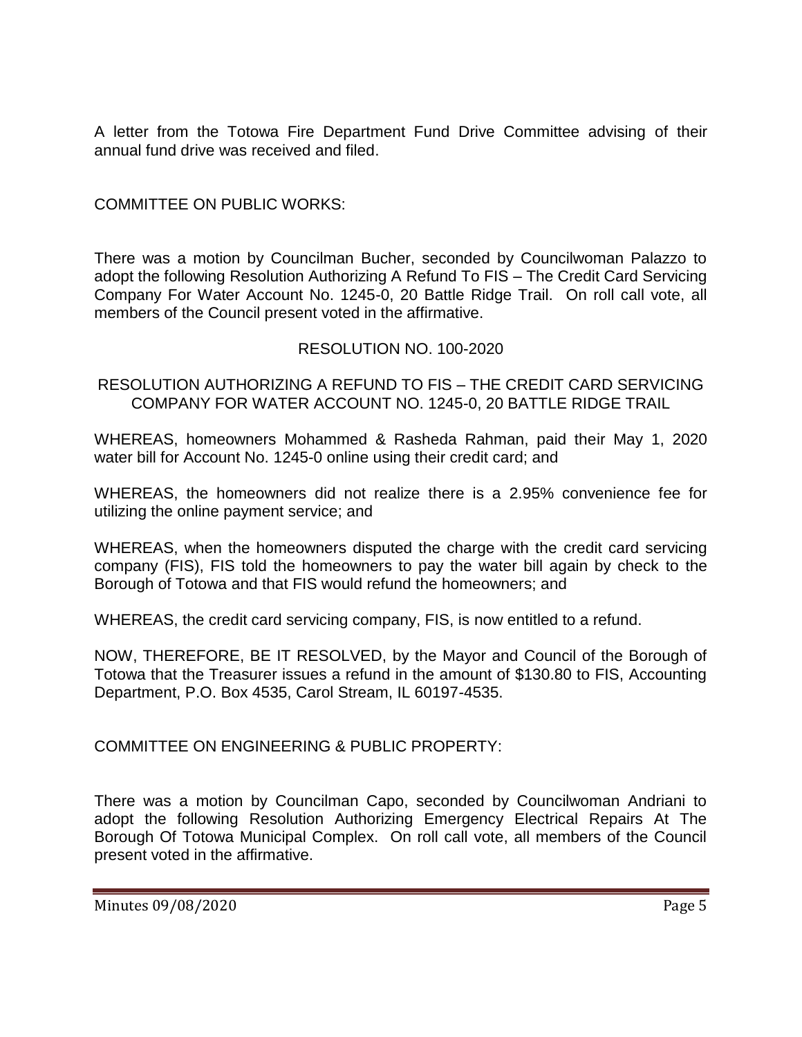A letter from the Totowa Fire Department Fund Drive Committee advising of their annual fund drive was received and filed.

COMMITTEE ON PUBLIC WORKS:

There was a motion by Councilman Bucher, seconded by Councilwoman Palazzo to adopt the following Resolution Authorizing A Refund To FIS – The Credit Card Servicing Company For Water Account No. 1245-0, 20 Battle Ridge Trail. On roll call vote, all members of the Council present voted in the affirmative.

RESOLUTION NO. 100-2020

RESOLUTION AUTHORIZING A REFUND TO FIS – THE CREDIT CARD SERVICING COMPANY FOR WATER ACCOUNT NO. 1245-0, 20 BATTLE RIDGE TRAIL

WHEREAS, homeowners Mohammed & Rasheda Rahman, paid their May 1, 2020 water bill for Account No. 1245-0 online using their credit card; and

WHEREAS, the homeowners did not realize there is a 2.95% convenience fee for utilizing the online payment service; and

WHEREAS, when the homeowners disputed the charge with the credit card servicing company (FIS), FIS told the homeowners to pay the water bill again by check to the Borough of Totowa and that FIS would refund the homeowners; and

WHEREAS, the credit card servicing company, FIS, is now entitled to a refund.

NOW, THEREFORE, BE IT RESOLVED, by the Mayor and Council of the Borough of Totowa that the Treasurer issues a refund in the amount of $130.80 to FIS, Accounting Department, P.O. Box 4535, Carol Stream, IL 60197-4535.

COMMITTEE ON ENGINEERING & PUBLIC PROPERTY:

There was a motion by Councilman Capo, seconded by Councilwoman Andriani to adopt the following Resolution Authorizing Emergency Electrical Repairs At The Borough Of Totowa Municipal Complex. On roll call vote, all members of the Council present voted in the affirmative.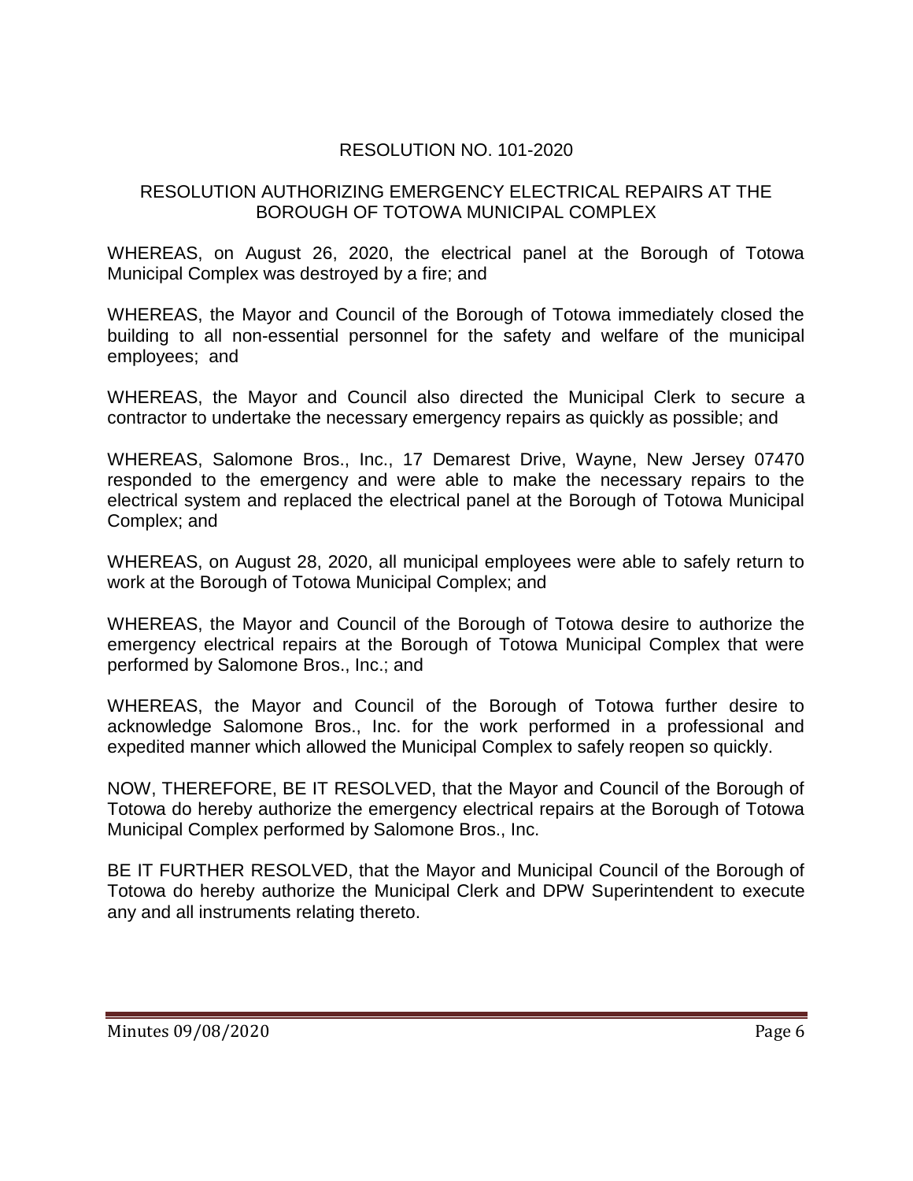## RESOLUTION NO. 101-2020

### RESOLUTION AUTHORIZING EMERGENCY ELECTRICAL REPAIRS AT THE BOROUGH OF TOTOWA MUNICIPAL COMPLEX

WHEREAS, on August 26, 2020, the electrical panel at the Borough of Totowa Municipal Complex was destroyed by a fire; and

WHEREAS, the Mayor and Council of the Borough of Totowa immediately closed the building to all non-essential personnel for the safety and welfare of the municipal employees; and

WHEREAS, the Mayor and Council also directed the Municipal Clerk to secure a contractor to undertake the necessary emergency repairs as quickly as possible; and

WHEREAS, Salomone Bros., Inc., 17 Demarest Drive, Wayne, New Jersey 07470 responded to the emergency and were able to make the necessary repairs to the electrical system and replaced the electrical panel at the Borough of Totowa Municipal Complex; and

WHEREAS, on August 28, 2020, all municipal employees were able to safely return to work at the Borough of Totowa Municipal Complex; and

WHEREAS, the Mayor and Council of the Borough of Totowa desire to authorize the emergency electrical repairs at the Borough of Totowa Municipal Complex that were performed by Salomone Bros., Inc.; and

WHEREAS, the Mayor and Council of the Borough of Totowa further desire to acknowledge Salomone Bros., Inc. for the work performed in a professional and expedited manner which allowed the Municipal Complex to safely reopen so quickly.

NOW, THEREFORE, BE IT RESOLVED, that the Mayor and Council of the Borough of Totowa do hereby authorize the emergency electrical repairs at the Borough of Totowa Municipal Complex performed by Salomone Bros., Inc.

BE IT FURTHER RESOLVED, that the Mayor and Municipal Council of the Borough of Totowa do hereby authorize the Municipal Clerk and DPW Superintendent to execute any and all instruments relating thereto.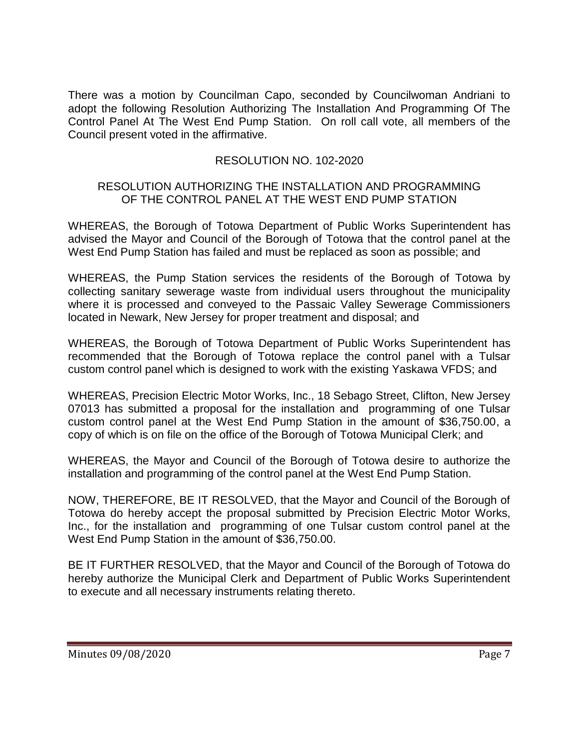There was a motion by Councilman Capo, seconded by Councilwoman Andriani to adopt the following Resolution Authorizing The Installation And Programming Of The Control Panel At The West End Pump Station. On roll call vote, all members of the Council present voted in the affirmative.

RESOLUTION NO. 102-2020

RESOLUTION AUTHORIZING THE INSTALLATION AND PROGRAMMING OF THE CONTROL PANEL AT THE WEST END PUMP STATION

WHEREAS, the Borough of Totowa Department of Public Works Superintendent has advised the Mayor and Council of the Borough of Totowa that the control panel at the West End Pump Station has failed and must be replaced as soon as possible; and

WHEREAS, the Pump Station services the residents of the Borough of Totowa by collecting sanitary sewerage waste from individual users throughout the municipality where it is processed and conveyed to the Passaic Valley Sewerage Commissioners located in Newark, New Jersey for proper treatment and disposal; and

WHEREAS, the Borough of Totowa Department of Public Works Superintendent has recommended that the Borough of Totowa replace the control panel with a Tulsar custom control panel which is designed to work with the existing Yaskawa VFDS; and

WHEREAS, Precision Electric Motor Works, Inc., 18 Sebago Street, Clifton, New Jersey 07013 has submitted a proposal for the installation and programming of one Tulsar custom control panel at the West End Pump Station in the amount of $36,750.00, a copy of which is on file on the office of the Borough of Totowa Municipal Clerk; and

WHEREAS, the Mayor and Council of the Borough of Totowa desire to authorize the installation and programming of the control panel at the West End Pump Station.

NOW, THEREFORE, BE IT RESOLVED, that the Mayor and Council of the Borough of Totowa do hereby accept the proposal submitted by Precision Electric Motor Works, Inc., for the installation and programming of one Tulsar custom control panel at the West End Pump Station in the amount of $36,750.00.

BE IT FURTHER RESOLVED, that the Mayor and Council of the Borough of Totowa do hereby authorize the Municipal Clerk and Department of Public Works Superintendent to execute and all necessary instruments relating thereto.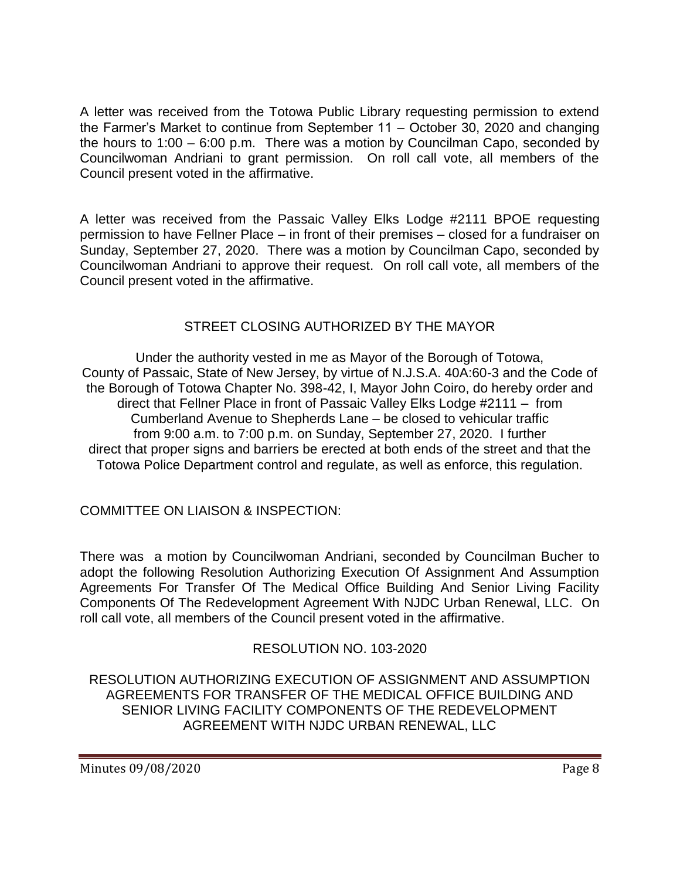A letter was received from the Totowa Public Library requesting permission to extend the Farmer's Market to continue from September 11 – October 30, 2020 and changing the hours to 1:00 – 6:00 p.m. There was a motion by Councilman Capo, seconded by Councilwoman Andriani to grant permission. On roll call vote, all members of the Council present voted in the affirmative.

A letter was received from the Passaic Valley Elks Lodge #2111 BPOE requesting permission to have Fellner Place – in front of their premises – closed for a fundraiser on Sunday, September 27, 2020. There was a motion by Councilman Capo, seconded by Councilwoman Andriani to approve their request. On roll call vote, all members of the Council present voted in the affirmative.

STREET CLOSING AUTHORIZED BY THE MAYOR

Under the authority vested in me as Mayor of the Borough of Totowa, County of Passaic, State of New Jersey, by virtue of N.J.S.A. 40A:60-3 and the Code of the Borough of Totowa Chapter No. 398-42, I, Mayor John Coiro, do hereby order and direct that Fellner Place in front of Passaic Valley Elks Lodge #2111 – from Cumberland Avenue to Shepherds Lane – be closed to vehicular traffic from 9:00 a.m. to 7:00 p.m. on Sunday, September 27, 2020. I further direct that proper signs and barriers be erected at both ends of the street and that the Totowa Police Department control and regulate, as well as enforce, this regulation.

COMMITTEE ON LIAISON & INSPECTION:

There was a motion by Councilwoman Andriani, seconded by Councilman Bucher to adopt the following Resolution Authorizing Execution Of Assignment And Assumption Agreements For Transfer Of The Medical Office Building And Senior Living Facility Components Of The Redevelopment Agreement With NJDC Urban Renewal, LLC. On roll call vote, all members of the Council present voted in the affirmative.

RESOLUTION NO. 103-2020

RESOLUTION AUTHORIZING EXECUTION OF ASSIGNMENT AND ASSUMPTION AGREEMENTS FOR TRANSFER OF THE MEDICAL OFFICE BUILDING AND SENIOR LIVING FACILITY COMPONENTS OF THE REDEVELOPMENT AGREEMENT WITH NJDC URBAN RENEWAL, LLC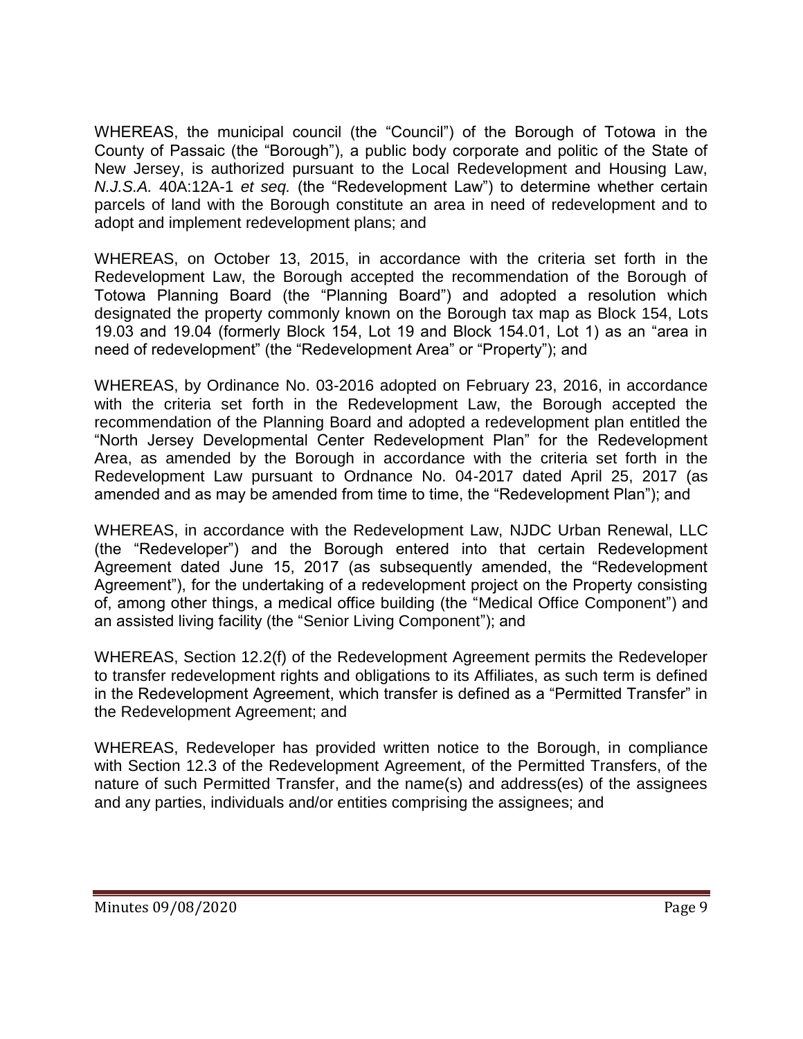WHEREAS, the municipal council (the "Council") of the Borough of Totowa in the County of Passaic (the "Borough"), a public body corporate and politic of the State of New Jersey, is authorized pursuant to the Local Redevelopment and Housing Law, *N.J.S.A.* 40A:12A-1 *et seq.* (the "Redevelopment Law") to determine whether certain parcels of land with the Borough constitute an area in need of redevelopment and to adopt and implement redevelopment plans; and

WHEREAS, on October 13, 2015, in accordance with the criteria set forth in the Redevelopment Law, the Borough accepted the recommendation of the Borough of Totowa Planning Board (the "Planning Board") and adopted a resolution which designated the property commonly known on the Borough tax map as Block 154, Lots 19.03 and 19.04 (formerly Block 154, Lot 19 and Block 154.01, Lot 1) as an "area in need of redevelopment" (the "Redevelopment Area" or "Property"); and

WHEREAS, by Ordinance No. 03-2016 adopted on February 23, 2016, in accordance with the criteria set forth in the Redevelopment Law, the Borough accepted the recommendation of the Planning Board and adopted a redevelopment plan entitled the "North Jersey Developmental Center Redevelopment Plan" for the Redevelopment Area, as amended by the Borough in accordance with the criteria set forth in the Redevelopment Law pursuant to Ordnance No. 04-2017 dated April 25, 2017 (as amended and as may be amended from time to time, the "Redevelopment Plan"); and

WHEREAS, in accordance with the Redevelopment Law, NJDC Urban Renewal, LLC (the "Redeveloper") and the Borough entered into that certain Redevelopment Agreement dated June 15, 2017 (as subsequently amended, the "Redevelopment Agreement"), for the undertaking of a redevelopment project on the Property consisting of, among other things, a medical office building (the "Medical Office Component") and an assisted living facility (the "Senior Living Component"); and

WHEREAS, Section 12.2(f) of the Redevelopment Agreement permits the Redeveloper to transfer redevelopment rights and obligations to its Affiliates, as such term is defined in the Redevelopment Agreement, which transfer is defined as a "Permitted Transfer" in the Redevelopment Agreement; and

WHEREAS, Redeveloper has provided written notice to the Borough, in compliance with Section 12.3 of the Redevelopment Agreement, of the Permitted Transfers, of the nature of such Permitted Transfer, and the name(s) and address(es) of the assignees and any parties, individuals and/or entities comprising the assignees; and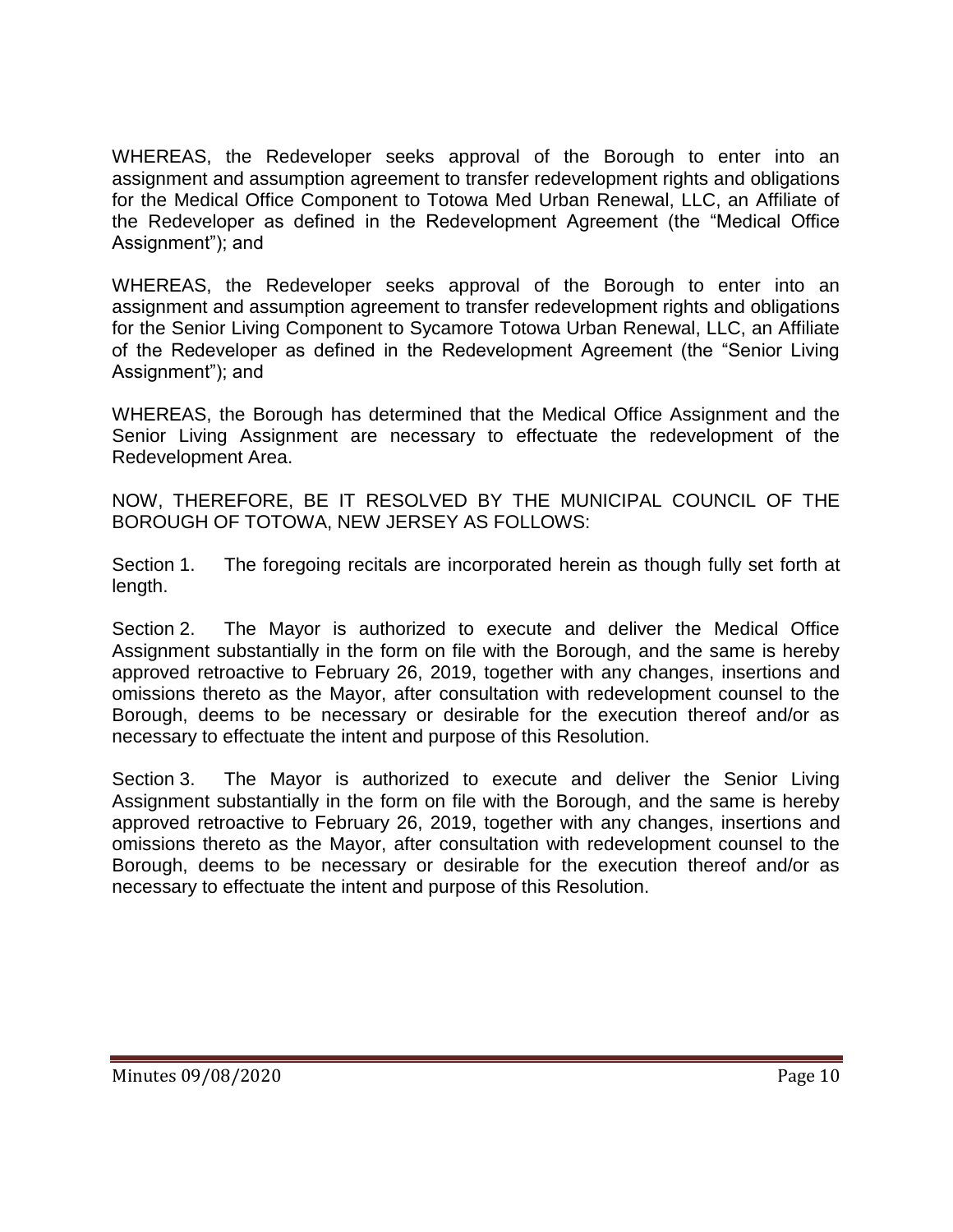WHEREAS, the Redeveloper seeks approval of the Borough to enter into an assignment and assumption agreement to transfer redevelopment rights and obligations for the Medical Office Component to Totowa Med Urban Renewal, LLC, an Affiliate of the Redeveloper as defined in the Redevelopment Agreement (the "Medical Office Assignment"); and

WHEREAS, the Redeveloper seeks approval of the Borough to enter into an assignment and assumption agreement to transfer redevelopment rights and obligations for the Senior Living Component to Sycamore Totowa Urban Renewal, LLC, an Affiliate of the Redeveloper as defined in the Redevelopment Agreement (the "Senior Living Assignment"); and

WHEREAS, the Borough has determined that the Medical Office Assignment and the Senior Living Assignment are necessary to effectuate the redevelopment of the Redevelopment Area.

NOW, THEREFORE, BE IT RESOLVED BY THE MUNICIPAL COUNCIL OF THE BOROUGH OF TOTOWA, NEW JERSEY AS FOLLOWS:

Section 1. The foregoing recitals are incorporated herein as though fully set forth at length.

Section 2. The Mayor is authorized to execute and deliver the Medical Office Assignment substantially in the form on file with the Borough, and the same is hereby approved retroactive to February 26, 2019, together with any changes, insertions and omissions thereto as the Mayor, after consultation with redevelopment counsel to the Borough, deems to be necessary or desirable for the execution thereof and/or as necessary to effectuate the intent and purpose of this Resolution.

Section 3. The Mayor is authorized to execute and deliver the Senior Living Assignment substantially in the form on file with the Borough, and the same is hereby approved retroactive to February 26, 2019, together with any changes, insertions and omissions thereto as the Mayor, after consultation with redevelopment counsel to the Borough, deems to be necessary or desirable for the execution thereof and/or as necessary to effectuate the intent and purpose of this Resolution.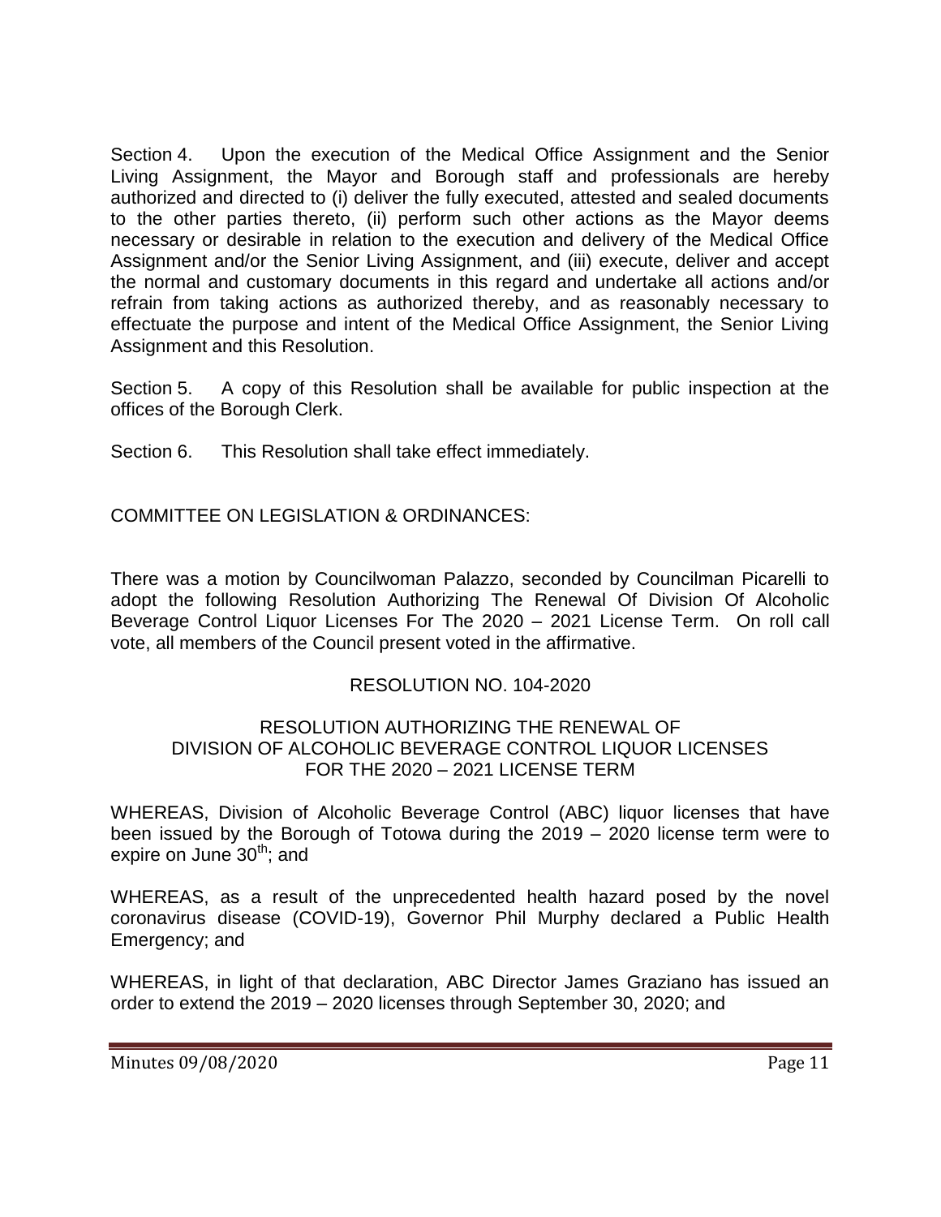Section 4. Upon the execution of the Medical Office Assignment and the Senior Living Assignment, the Mayor and Borough staff and professionals are hereby authorized and directed to (i) deliver the fully executed, attested and sealed documents to the other parties thereto, (ii) perform such other actions as the Mayor deems necessary or desirable in relation to the execution and delivery of the Medical Office Assignment and/or the Senior Living Assignment, and (iii) execute, deliver and accept the normal and customary documents in this regard and undertake all actions and/or refrain from taking actions as authorized thereby, and as reasonably necessary to effectuate the purpose and intent of the Medical Office Assignment, the Senior Living Assignment and this Resolution.

Section 5. A copy of this Resolution shall be available for public inspection at the offices of the Borough Clerk.

Section 6. This Resolution shall take effect immediately.

COMMITTEE ON LEGISLATION & ORDINANCES:

There was a motion by Councilwoman Palazzo, seconded by Councilman Picarelli to adopt the following Resolution Authorizing The Renewal Of Division Of Alcoholic Beverage Control Liquor Licenses For The 2020 – 2021 License Term. On roll call vote, all members of the Council present voted in the affirmative.

RESOLUTION NO. 104-2020

RESOLUTION AUTHORIZING THE RENEWAL OF
DIVISION OF ALCOHOLIC BEVERAGE CONTROL LIQUOR LICENSES
FOR THE 2020 – 2021 LICENSE TERM

WHEREAS, Division of Alcoholic Beverage Control (ABC) liquor licenses that have been issued by the Borough of Totowa during the 2019 – 2020 license term were to expire on June 30th; and

WHEREAS, as a result of the unprecedented health hazard posed by the novel coronavirus disease (COVID-19), Governor Phil Murphy declared a Public Health Emergency; and

WHEREAS, in light of that declaration, ABC Director James Graziano has issued an order to extend the 2019 – 2020 licenses through September 30, 2020; and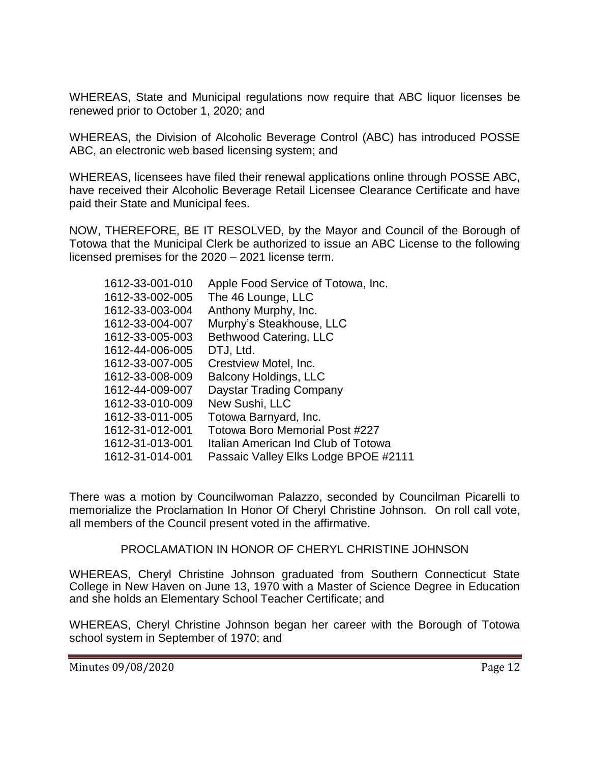WHEREAS, State and Municipal regulations now require that ABC liquor licenses be renewed prior to October 1, 2020; and

WHEREAS, the Division of Alcoholic Beverage Control (ABC) has introduced POSSE ABC, an electronic web based licensing system; and

WHEREAS, licensees have filed their renewal applications online through POSSE ABC, have received their Alcoholic Beverage Retail Licensee Clearance Certificate and have paid their State and Municipal fees.

NOW, THEREFORE, BE IT RESOLVED, by the Mayor and Council of the Borough of Totowa that the Municipal Clerk be authorized to issue an ABC License to the following licensed premises for the 2020 – 2021 license term.

| | |
|---|---|
| 1612-33-001-010 | Apple Food Service of Totowa, Inc. |
| 1612-33-002-005 | The 46 Lounge, LLC |
| 1612-33-003-004 | Anthony Murphy, Inc. |
| 1612-33-004-007 | Murphy's Steakhouse, LLC |
| 1612-33-005-003 | Bethwood Catering, LLC |
| 1612-44-006-005 | DTJ, Ltd. |
| 1612-33-007-005 | Crestview Motel, Inc. |
| 1612-33-008-009 | Balcony Holdings, LLC |
| 1612-44-009-007 | Daystar Trading Company |
| 1612-33-010-009 | New Sushi, LLC |
| 1612-33-011-005 | Totowa Barnyard, Inc. |
| 1612-31-012-001 | Totowa Boro Memorial Post #227 |
| 1612-31-013-001 | Italian American Ind Club of Totowa |
| 1612-31-014-001 | Passaic Valley Elks Lodge BPOE #2111 |

There was a motion by Councilwoman Palazzo, seconded by Councilman Picarelli to memorialize the Proclamation In Honor Of Cheryl Christine Johnson. On roll call vote, all members of the Council present voted in the affirmative.

PROCLAMATION IN HONOR OF CHERYL CHRISTINE JOHNSON

WHEREAS, Cheryl Christine Johnson graduated from Southern Connecticut State College in New Haven on June 13, 1970 with a Master of Science Degree in Education and she holds an Elementary School Teacher Certificate; and

WHEREAS, Cheryl Christine Johnson began her career with the Borough of Totowa school system in September of 1970; and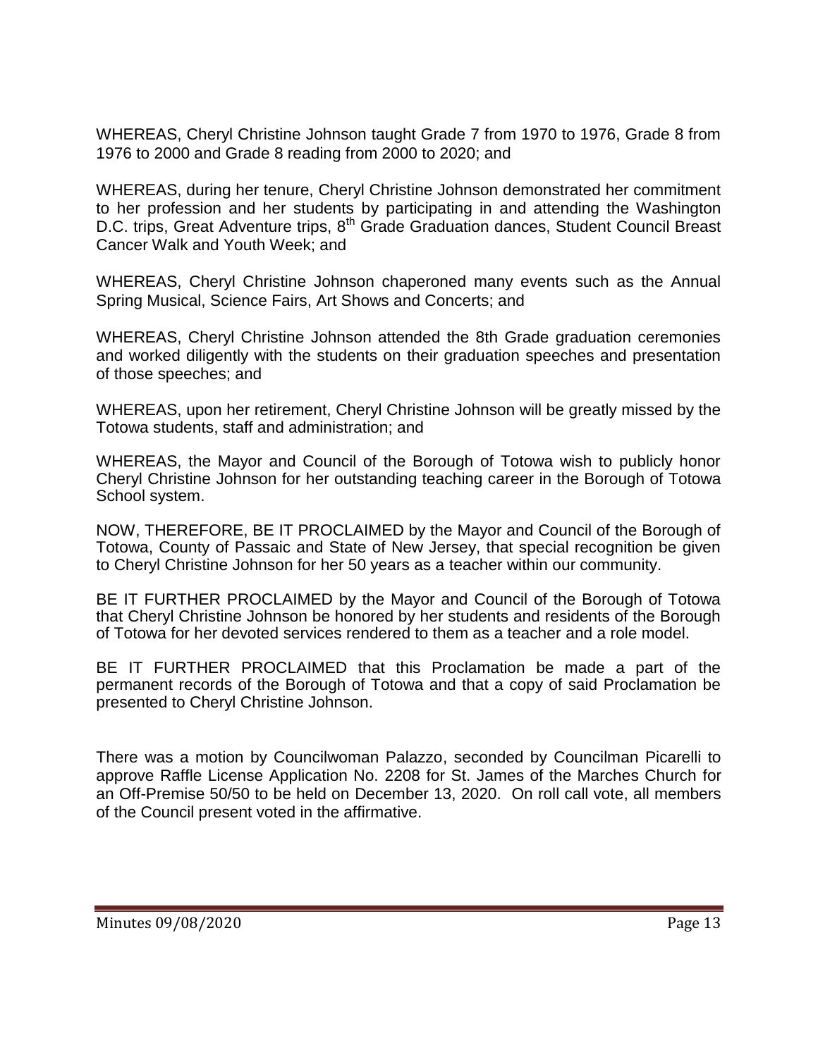WHEREAS, Cheryl Christine Johnson taught Grade 7 from 1970 to 1976, Grade 8 from 1976 to 2000 and Grade 8 reading from 2000 to 2020; and

WHEREAS, during her tenure, Cheryl Christine Johnson demonstrated her commitment to her profession and her students by participating in and attending the Washington D.C. trips, Great Adventure trips, 8th Grade Graduation dances, Student Council Breast Cancer Walk and Youth Week; and

WHEREAS, Cheryl Christine Johnson chaperoned many events such as the Annual Spring Musical, Science Fairs, Art Shows and Concerts; and

WHEREAS, Cheryl Christine Johnson attended the 8th Grade graduation ceremonies and worked diligently with the students on their graduation speeches and presentation of those speeches; and

WHEREAS, upon her retirement, Cheryl Christine Johnson will be greatly missed by the Totowa students, staff and administration; and

WHEREAS, the Mayor and Council of the Borough of Totowa wish to publicly honor Cheryl Christine Johnson for her outstanding teaching career in the Borough of Totowa School system.

NOW, THEREFORE, BE IT PROCLAIMED by the Mayor and Council of the Borough of Totowa, County of Passaic and State of New Jersey, that special recognition be given to Cheryl Christine Johnson for her 50 years as a teacher within our community.

BE IT FURTHER PROCLAIMED by the Mayor and Council of the Borough of Totowa that Cheryl Christine Johnson be honored by her students and residents of the Borough of Totowa for her devoted services rendered to them as a teacher and a role model.

BE IT FURTHER PROCLAIMED that this Proclamation be made a part of the permanent records of the Borough of Totowa and that a copy of said Proclamation be presented to Cheryl Christine Johnson.

There was a motion by Councilwoman Palazzo, seconded by Councilman Picarelli to approve Raffle License Application No. 2208 for St. James of the Marches Church for an Off-Premise 50/50 to be held on December 13, 2020. On roll call vote, all members of the Council present voted in the affirmative.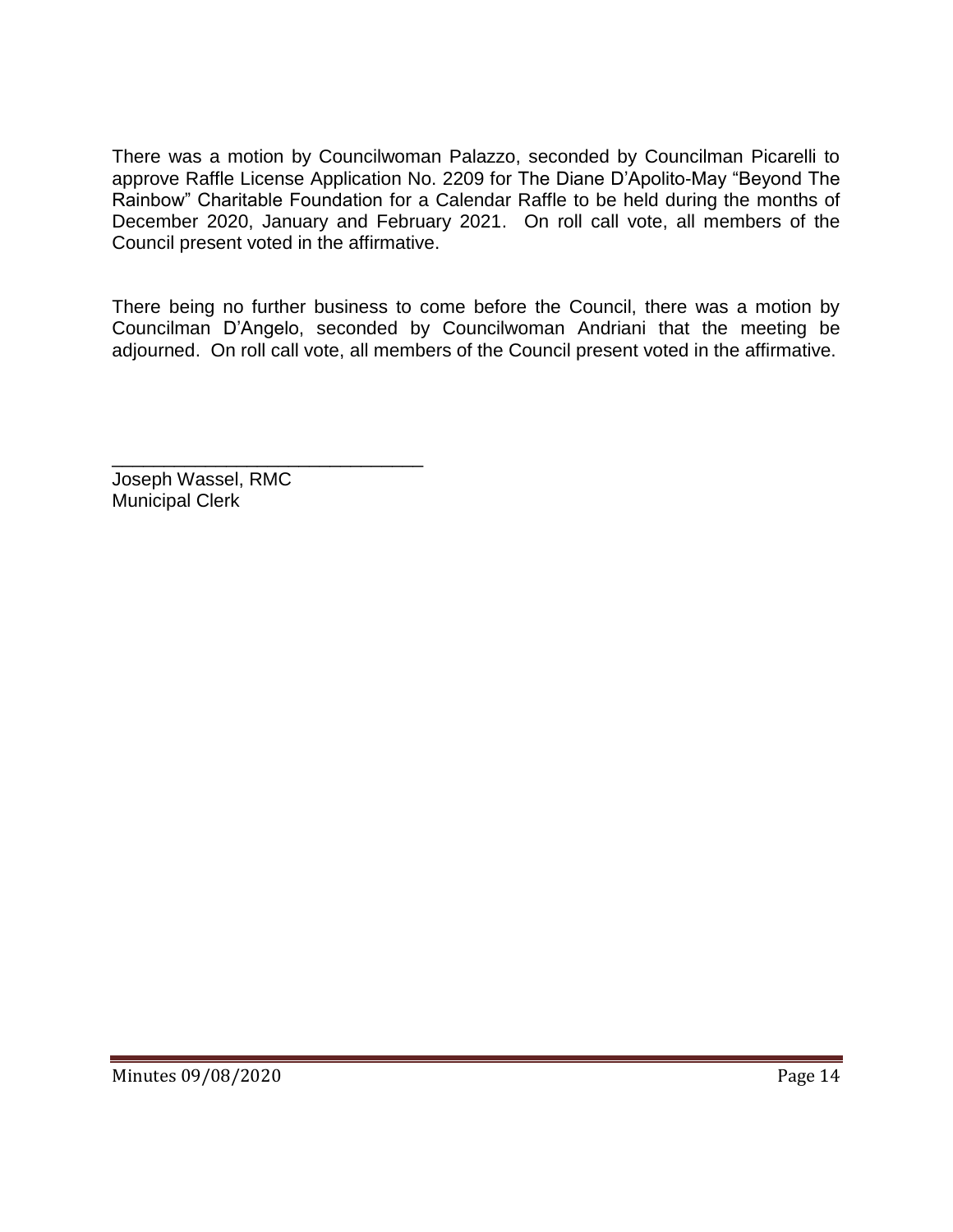There was a motion by Councilwoman Palazzo, seconded by Councilman Picarelli to approve Raffle License Application No. 2209 for The Diane D'Apolito-May "Beyond The Rainbow" Charitable Foundation for a Calendar Raffle to be held during the months of December 2020, January and February 2021. On roll call vote, all members of the Council present voted in the affirmative.

There being no further business to come before the Council, there was a motion by Councilman D'Angelo, seconded by Councilwoman Andriani that the meeting be adjourned. On roll call vote, all members of the Council present voted in the affirmative.

\_\_\_\_\_\_\_\_\_\_\_\_\_\_\_\_\_\_\_\_\_\_\_\_\_\_\_\_\_\_\_\_

Joseph Wassel, RMC
Municipal Clerk